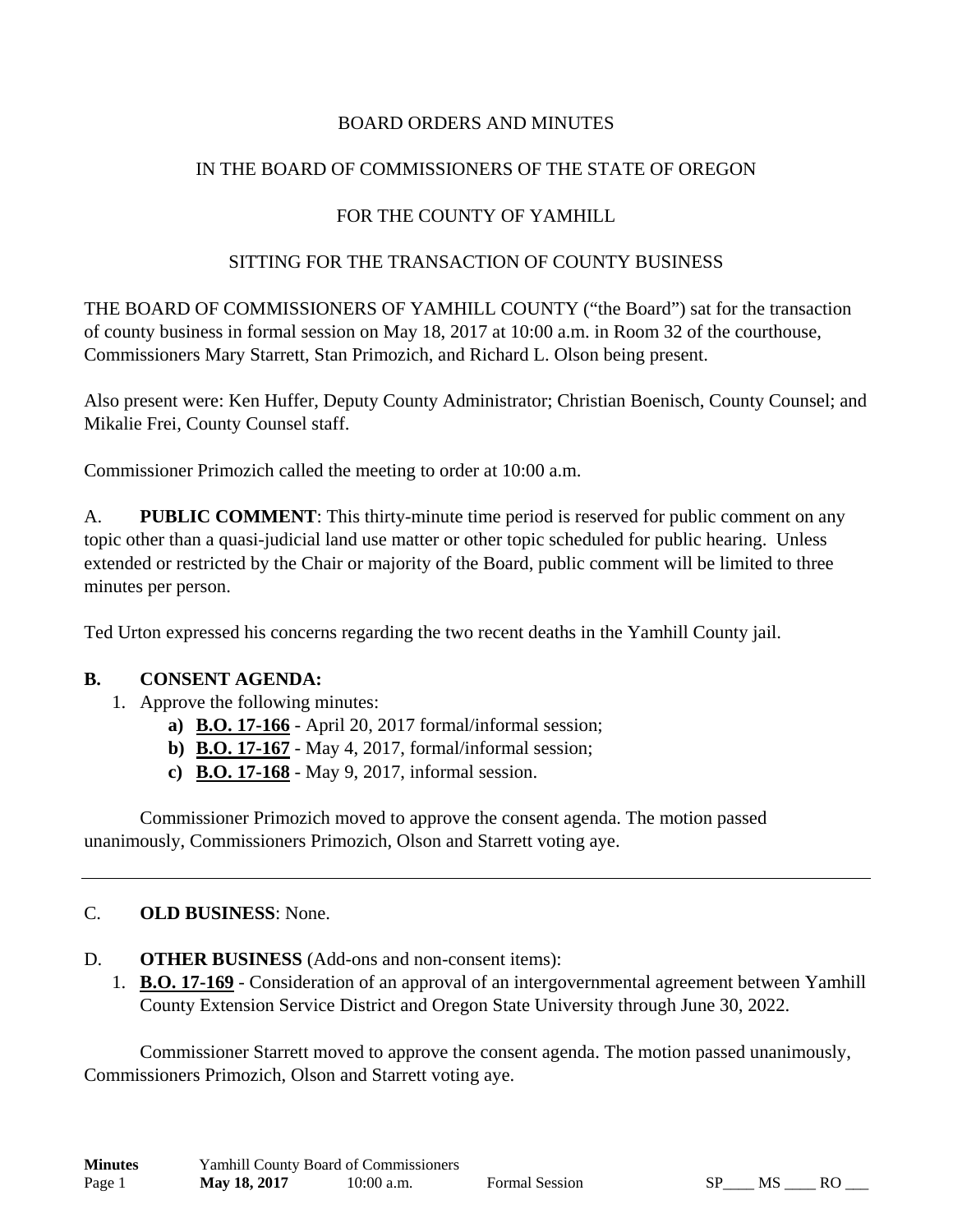BOARD ORDERS AND MINUTES

IN THE BOARD OF COMMISSIONERS OF THE STATE OF OREGON

FOR THE COUNTY OF YAMHILL

SITTING FOR THE TRANSACTION OF COUNTY BUSINESS

THE BOARD OF COMMISSIONERS OF YAMHILL COUNTY ("the Board") sat for the transaction of county business in formal session on May 18, 2017 at 10:00 a.m. in Room 32 of the courthouse, Commissioners Mary Starrett, Stan Primozich, and Richard L. Olson being present.

Also present were: Ken Huffer, Deputy County Administrator; Christian Boenisch, County Counsel; and Mikalie Frei, County Counsel staff.

Commissioner Primozich called the meeting to order at 10:00 a.m.

A. **PUBLIC COMMENT**: This thirty-minute time period is reserved for public comment on any topic other than a quasi-judicial land use matter or other topic scheduled for public hearing. Unless extended or restricted by the Chair or majority of the Board, public comment will be limited to three minutes per person.

Ted Urton expressed his concerns regarding the two recent deaths in the Yamhill County jail.

**B. CONSENT AGENDA:**

1. Approve the following minutes:
   - **a)** **B.O. 17-166** - April 20, 2017 formal/informal session;
   - **b)** **B.O. 17-167** - May 4, 2017, formal/informal session;
   - **c)** **B.O. 17-168** - May 9, 2017, informal session.

Commissioner Primozich moved to approve the consent agenda. The motion passed unanimously, Commissioners Primozich, Olson and Starrett voting aye.

---

C. **OLD BUSINESS**: None.

D. **OTHER BUSINESS** (Add-ons and non-consent items):

1. **B.O. 17-169** - Consideration of an approval of an intergovernmental agreement between Yamhill County Extension Service District and Oregon State University through June 30, 2022.

Commissioner Starrett moved to approve the consent agenda. The motion passed unanimously, Commissioners Primozich, Olson and Starrett voting aye.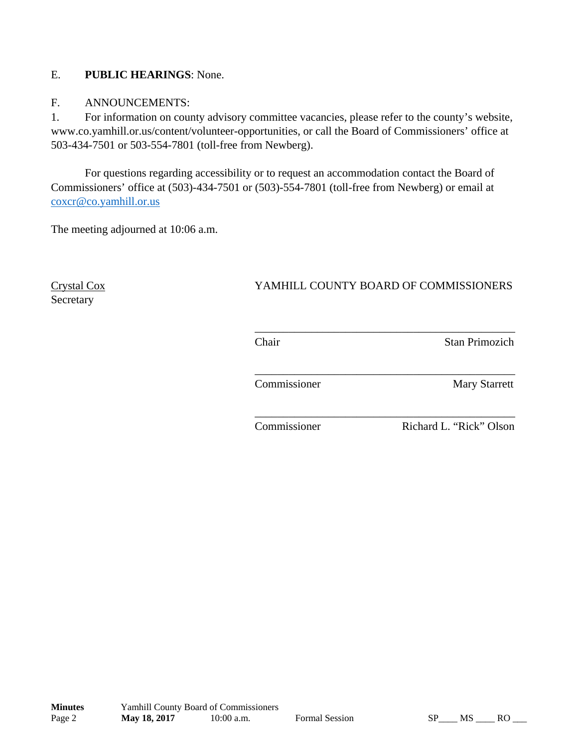E. **PUBLIC HEARINGS**: None.

F. ANNOUNCEMENTS:

1. For information on county advisory committee vacancies, please refer to the county's website, www.co.yamhill.or.us/content/volunteer-opportunities, or call the Board of Commissioners' office at 503-434-7501 or 503-554-7801 (toll-free from Newberg).

For questions regarding accessibility or to request an accommodation contact the Board of Commissioners' office at (503)-434-7501 or (503)-554-7801 (toll-free from Newberg) or email at coxcr@co.yamhill.or.us

The meeting adjourned at 10:06 a.m.

Crystal Cox
Secretary

YAMHILL COUNTY BOARD OF COMMISSIONERS

_____________________________________________
Chair Stan Primozich

_____________________________________________
Commissioner Mary Starrett

_____________________________________________
Commissioner Richard L. "Rick" Olson